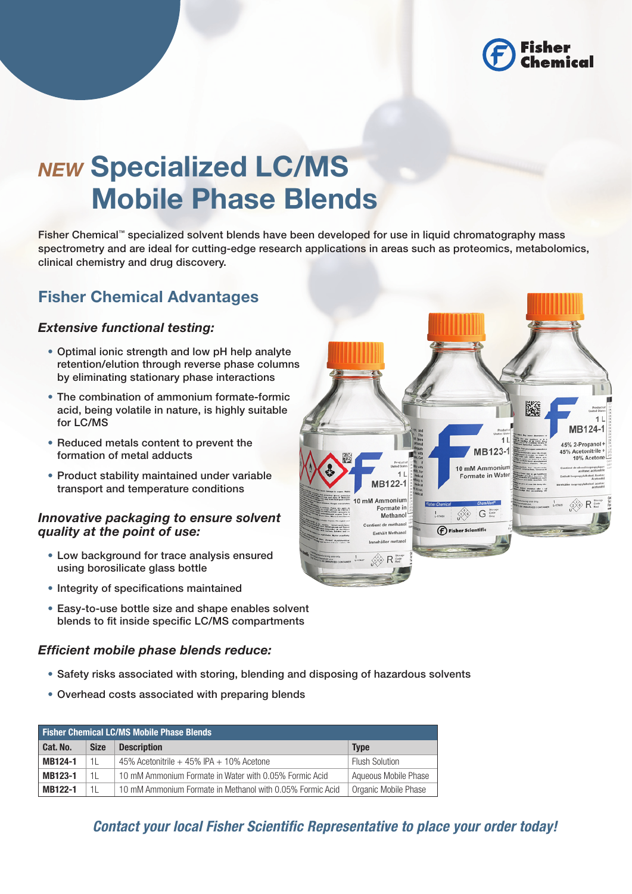# *NEW* Specialized LC/MS Mobile Phase Blends

Fisher Chemical™ specialized solvent blends have been developed for use in liquid chromatography mass spectrometry and are ideal for cutting-edge research applications in areas such as proteomics, metabolomics, clinical chemistry and drug discovery.

## Fisher Chemical Advantages

### *Extensive functional testing:*

- Optimal ionic strength and low pH help analyte retention/elution through reverse phase columns by eliminating stationary phase interactions
- The combination of ammonium formate-formic acid, being volatile in nature, is highly suitable for LC/MS
- Reduced metals content to prevent the formation of metal adducts
- Product stability maintained under variable transport and temperature conditions

### *Innovative packaging to ensure solvent quality at the point of use:*

- Low background for trace analysis ensured using borosilicate glass bottle
- Integrity of specifications maintained
- Easy-to-use bottle size and shape enables solvent blends to fit inside specific LC/MS compartments

### *Efficient mobile phase blends reduce:*

- Safety risks associated with storing, blending and disposing of hazardous solvents
- Overhead costs associated with preparing blends

**Fisher Chemical LC/MS Mobile Phase Blends**

| Cat. No. | Size | Description | Type |
|---|---|---|---|
| **MB124-1** | 1L | 45% Acetonitrile + 45% IPA + 10% Acetone | Flush Solution |
| **MB123-1** | 1L | 10 mM Ammonium Formate in Water with 0.05% Formic Acid | Aqueous Mobile Phase |
| **MB122-1** | 1L | 10 mM Ammonium Formate in Methanol with 0.05% Formic Acid | Organic Mobile Phase |

***Contact your local Fisher Scientific Representative to place your order today!***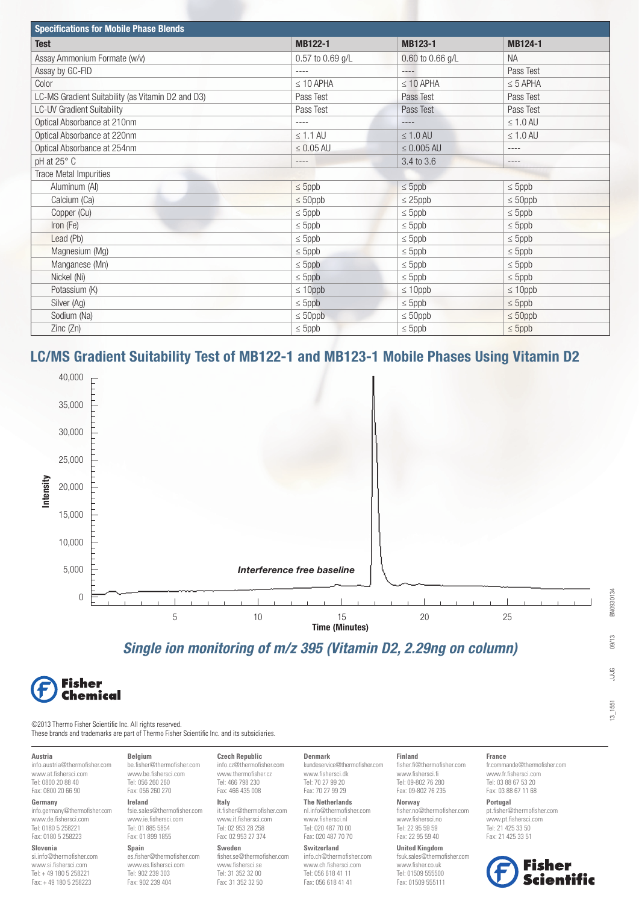## Specifications for Mobile Phase Blends

| Test | MB122-1 | MB123-1 | MB124-1 |
|---|---|---|---|
| Assay Ammonium Formate (w/v) | 0.57 to 0.69 g/L | 0.60 to 0.66 g/L | NA |
| Assay by GC-FID | ---- | ---- | Pass Test |
| Color | ≤ 10 APHA | ≤ 10 APHA | ≤ 5 APHA |
| LC-MS Gradient Suitability (as Vitamin D2 and D3) | Pass Test | Pass Test | Pass Test |
| LC-UV Gradient Suitability | Pass Test | Pass Test | Pass Test |
| Optical Absorbance at 210nm | ---- | ---- | ≤ 1.0 AU |
| Optical Absorbance at 220nm | ≤ 1.1 AU | ≤ 1.0 AU | ≤ 1.0 AU |
| Optical Absorbance at 254nm | ≤ 0.05 AU | ≤ 0.005 AU | ---- |
| pH at 25° C | ---- | 3.4 to 3.6 | ---- |
| Trace Metal Impurities | | | |
| Aluminum (Al) | ≤ 5ppb | ≤ 5ppb | ≤ 5ppb |
| Calcium (Ca) | ≤ 50ppb | ≤ 25ppb | ≤ 50ppb |
| Copper (Cu) | ≤ 5ppb | ≤ 5ppb | ≤ 5ppb |
| Iron (Fe) | ≤ 5ppb | ≤ 5ppb | ≤ 5ppb |
| Lead (Pb) | ≤ 5ppb | ≤ 5ppb | ≤ 5ppb |
| Magnesium (Mg) | ≤ 5ppb | ≤ 5ppb | ≤ 5ppb |
| Manganese (Mn) | ≤ 5ppb | ≤ 5ppb | ≤ 5ppb |
| Nickel (Ni) | ≤ 5ppb | ≤ 5ppb | ≤ 5ppb |
| Potassium (K) | ≤ 10ppb | ≤ 10ppb | ≤ 10ppb |
| Silver (Ag) | ≤ 5ppb | ≤ 5ppb | ≤ 5ppb |
| Sodium (Na) | ≤ 50ppb | ≤ 50ppb | ≤ 50ppb |
| Zinc (Zn) | ≤ 5ppb | ≤ 5ppb | ≤ 5ppb |

## LC/MS Gradient Suitability Test of MB122-1 and MB123-1 Mobile Phases Using Vitamin D2

Intensity

40,000
35,000
30,000
25,000
20,000
15,000
10,000
5,000
0

*Interference free baseline*

5
10
15
20
25

Time (Minutes)

*Single ion monitoring of m/z 395 (Vitamin D2, 2.29ng on column)*

**Fisher Chemical**

©2013 Thermo Fisher Scientific Inc. All rights reserved.
These brands and trademarks are part of Thermo Fisher Scientific Inc. and its subsidiaries.

**Austria**
info.austria@thermofisher.com
www.at.fishersci.com
Tel: 0800 20 88 40
Fax: 0800 20 66 90

**Germany**
info.germany@thermofisher.com
www.de.fishersci.com
Tel: 0180 5 258221
Fax: 0180 5 258223

**Slovenia**
si.info@thermofisher.com
www.si.fishersci.com
Tel: + 49 180 5 258221
Fax: + 49 180 5 258223

**Belgium**
be.fisher@thermofisher.com
www.be.fishersci.com
Tel: 056 260 260
Fax: 056 260 270

**Ireland**
fsie.sales@thermofisher.com
www.ie.fishersci.com
Tel: 01 885 5854
Fax: 01 899 1855

**Spain**
es.fisher@thermofisher.com
www.es.fishersci.com
Tel: 902 239 303
Fax: 902 239 404

**Czech Republic**
info.cz@thermofisher.com
www.thermofisher.cz
Tel: 466 798 230
Fax: 466 435 008

**Italy**
it.fisher@thermofisher.com
www.it.fishersci.com
Tel: 02 953 28 258
Fax: 02 953 27 374

**Sweden**
fisher.se@thermofisher.com
www.fishersci.se
Tel: 31 352 32 00
Fax: 31 352 32 50

**Denmark**
kundeservice@thermofisher.com
www.fishersci.dk
Tel: 70 27 99 20
Fax: 70 27 99 29

**The Netherlands**
nl.info@thermofisher.com
www.fishersci.nl
Tel: 020 487 70 00
Fax: 020 487 70 70

**Switzerland**
info.ch@thermofisher.com
www.ch.fishersci.com
Tel: 056 618 41 11
Fax: 056 618 41 41

**Finland**
fisher.fi@thermofisher.com
www.fishersci.fi
Tel: 09-802 76 280
Fax: 09-802 76 235

**Norway**
fisher.no@thermofisher.com
www.fishersci.no
Tel: 22 95 59 59
Fax: 22 95 59 40

**United Kingdom**
fsuk.sales@thermofisher.com
www.fisher.co.uk
Tel: 01509 555500
Fax: 01509 555111

**France**
fr.commande@thermofisher.com
www.fr.fishersci.com
Tel: 03 88 67 53 20
Fax: 03 88 67 11 68

**Portugal**
pt.fisher@thermofisher.com
www.pt.fishersci.com
Tel: 21 425 33 50
Fax: 21 425 33 51

**Fisher Scientific**

BN0930134 09/13 JJ/JG 13_1551